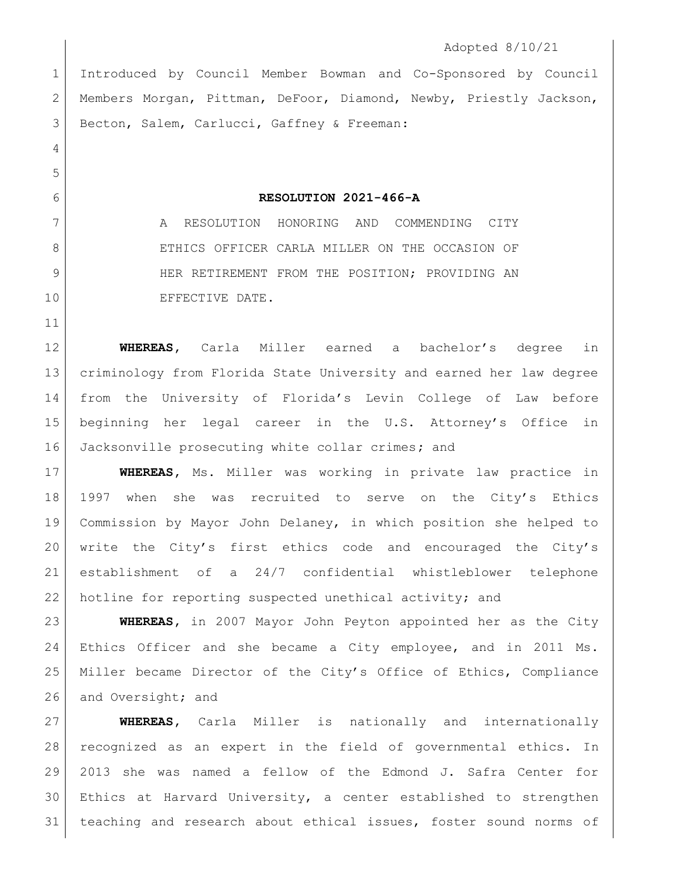Adopted 8/10/21

Introduced by Council Member Bowman and Co-Sponsored by Council Members Morgan, Pittman, DeFoor, Diamond, Newby, Priestly Jackson, Becton, Salem, Carlucci, Gaffney & Freeman:

**RESOLUTION 2021-466-A**

A RESOLUTION HONORING AND COMMENDING CITY ETHICS OFFICER CARLA MILLER ON THE OCCASION OF HER RETIREMENT FROM THE POSITION; PROVIDING AN EFFECTIVE DATE.

**WHEREAS**, Carla Miller earned a bachelor's degree in criminology from Florida State University and earned her law degree from the University of Florida's Levin College of Law before beginning her legal career in the U.S. Attorney's Office in Jacksonville prosecuting white collar crimes; and

**WHEREAS**, Ms. Miller was working in private law practice in 1997 when she was recruited to serve on the City's Ethics Commission by Mayor John Delaney, in which position she helped to write the City's first ethics code and encouraged the City's establishment of a 24/7 confidential whistleblower telephone hotline for reporting suspected unethical activity; and

**WHEREAS**, in 2007 Mayor John Peyton appointed her as the City Ethics Officer and she became a City employee, and in 2011 Ms. Miller became Director of the City's Office of Ethics, Compliance and Oversight; and

**WHEREAS**, Carla Miller is nationally and internationally recognized as an expert in the field of governmental ethics. In 2013 she was named a fellow of the Edmond J. Safra Center for Ethics at Harvard University, a center established to strengthen teaching and research about ethical issues, foster sound norms of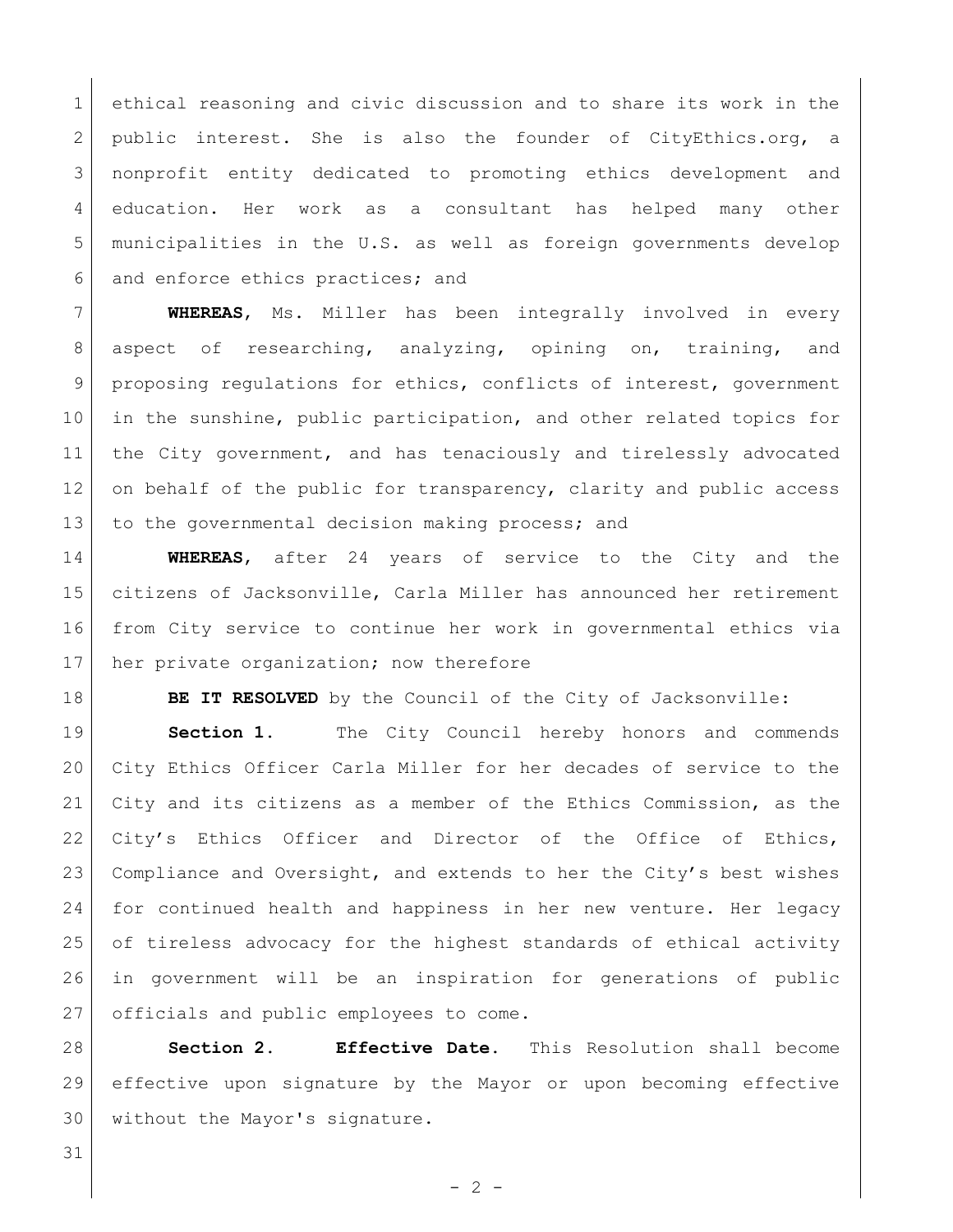ethical reasoning and civic discussion and to share its work in the public interest. She is also the founder of CityEthics.org, a nonprofit entity dedicated to promoting ethics development and education. Her work as a consultant has helped many other municipalities in the U.S. as well as foreign governments develop and enforce ethics practices; and

**WHEREAS**, Ms. Miller has been integrally involved in every aspect of researching, analyzing, opining on, training, and proposing regulations for ethics, conflicts of interest, government in the sunshine, public participation, and other related topics for the City government, and has tenaciously and tirelessly advocated on behalf of the public for transparency, clarity and public access to the governmental decision making process; and

**WHEREAS**, after 24 years of service to the City and the citizens of Jacksonville, Carla Miller has announced her retirement from City service to continue her work in governmental ethics via her private organization; now therefore

**BE IT RESOLVED** by the Council of the City of Jacksonville:

**Section 1.** The City Council hereby honors and commends City Ethics Officer Carla Miller for her decades of service to the City and its citizens as a member of the Ethics Commission, as the City's Ethics Officer and Director of the Office of Ethics, Compliance and Oversight, and extends to her the City's best wishes for continued health and happiness in her new venture. Her legacy of tireless advocacy for the highest standards of ethical activity in government will be an inspiration for generations of public officials and public employees to come.

**Section 2. Effective Date.** This Resolution shall become effective upon signature by the Mayor or upon becoming effective without the Mayor's signature.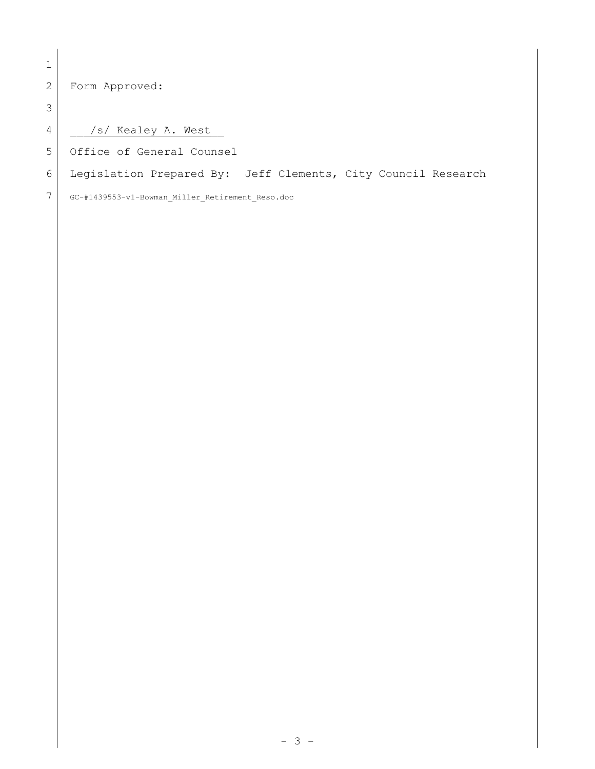Form Approved:

/s/ Kealey A. West

Office of General Counsel

Legislation Prepared By: Jeff Clements, City Council Research

GC-#1439553-v1-Bowman_Miller_Retirement_Reso.doc